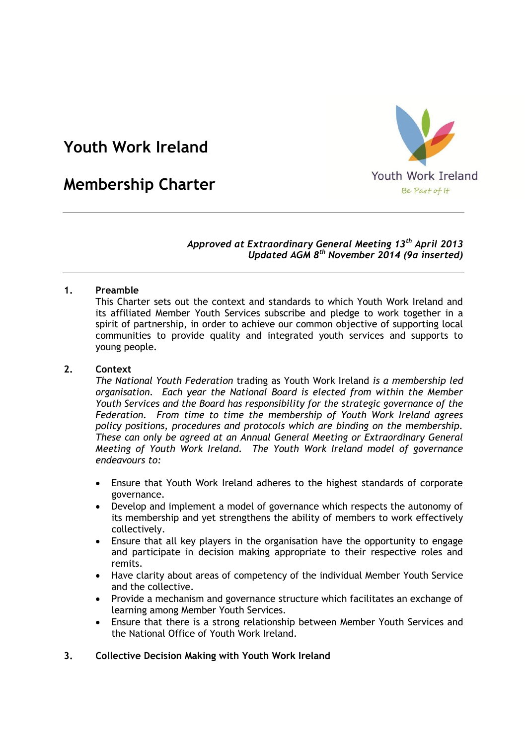# Youth Work Ireland

# Membership Charter

---

*Approved at Extraordinary General Meeting 13th April 2013*
*Updated AGM 8th November 2014 (9a inserted)*

---

## 1. Preamble

This Charter sets out the context and standards to which Youth Work Ireland and its affiliated Member Youth Services subscribe and pledge to work together in a spirit of partnership, in order to achieve our common objective of supporting local communities to provide quality and integrated youth services and supports to young people.

## 2. Context

*The National Youth Federation* trading as Youth Work Ireland *is a membership led organisation. Each year the National Board is elected from within the Member Youth Services and the Board has responsibility for the strategic governance of the Federation. From time to time the membership of Youth Work Ireland agrees policy positions, procedures and protocols which are binding on the membership. These can only be agreed at an Annual General Meeting or Extraordinary General Meeting of Youth Work Ireland. The Youth Work Ireland model of governance endeavours to:*

- Ensure that Youth Work Ireland adheres to the highest standards of corporate governance.
- Develop and implement a model of governance which respects the autonomy of its membership and yet strengthens the ability of members to work effectively collectively.
- Ensure that all key players in the organisation have the opportunity to engage and participate in decision making appropriate to their respective roles and remits.
- Have clarity about areas of competency of the individual Member Youth Service and the collective.
- Provide a mechanism and governance structure which facilitates an exchange of learning among Member Youth Services.
- Ensure that there is a strong relationship between Member Youth Services and the National Office of Youth Work Ireland.

## 3. Collective Decision Making with Youth Work Ireland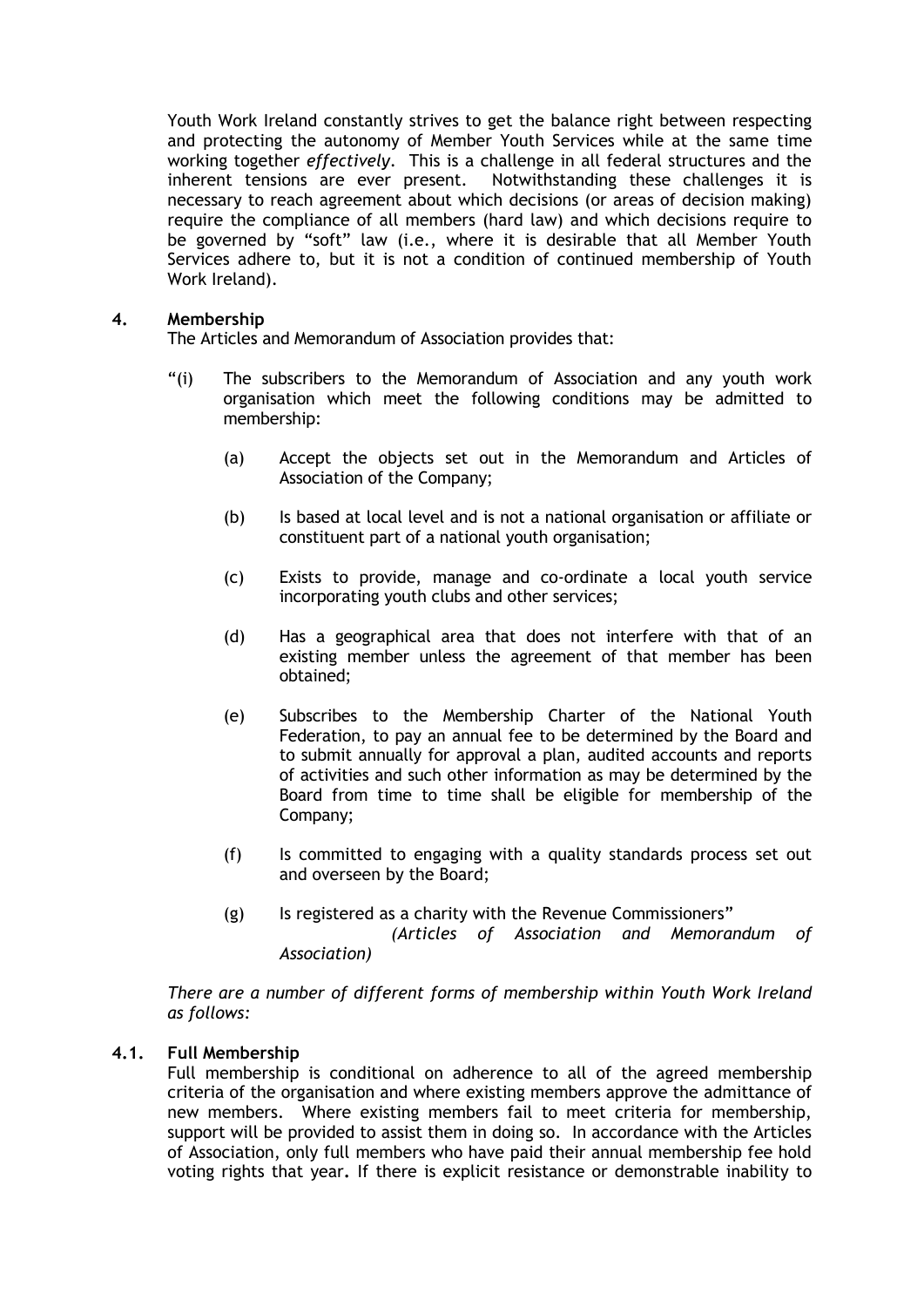Youth Work Ireland constantly strives to get the balance right between respecting and protecting the autonomy of Member Youth Services while at the same time working together *effectively*. This is a challenge in all federal structures and the inherent tensions are ever present. Notwithstanding these challenges it is necessary to reach agreement about which decisions (or areas of decision making) require the compliance of all members (hard law) and which decisions require to be governed by "soft" law (i.e., where it is desirable that all Member Youth Services adhere to, but it is not a condition of continued membership of Youth Work Ireland).

## 4. Membership

The Articles and Memorandum of Association provides that:

"(i) The subscribers to the Memorandum of Association and any youth work organisation which meet the following conditions may be admitted to membership:

(a) Accept the objects set out in the Memorandum and Articles of Association of the Company;

(b) Is based at local level and is not a national organisation or affiliate or constituent part of a national youth organisation;

(c) Exists to provide, manage and co-ordinate a local youth service incorporating youth clubs and other services;

(d) Has a geographical area that does not interfere with that of an existing member unless the agreement of that member has been obtained;

(e) Subscribes to the Membership Charter of the National Youth Federation, to pay an annual fee to be determined by the Board and to submit annually for approval a plan, audited accounts and reports of activities and such other information as may be determined by the Board from time to time shall be eligible for membership of the Company;

(f) Is committed to engaging with a quality standards process set out and overseen by the Board;

(g) Is registered as a charity with the Revenue Commissioners"

*(Articles of Association and Memorandum of Association)*

*There are a number of different forms of membership within Youth Work Ireland as follows:*

### 4.1. Full Membership

Full membership is conditional on adherence to all of the agreed membership criteria of the organisation and where existing members approve the admittance of new members. Where existing members fail to meet criteria for membership, support will be provided to assist them in doing so. In accordance with the Articles of Association, only full members who have paid their annual membership fee hold voting rights that year**.** If there is explicit resistance or demonstrable inability to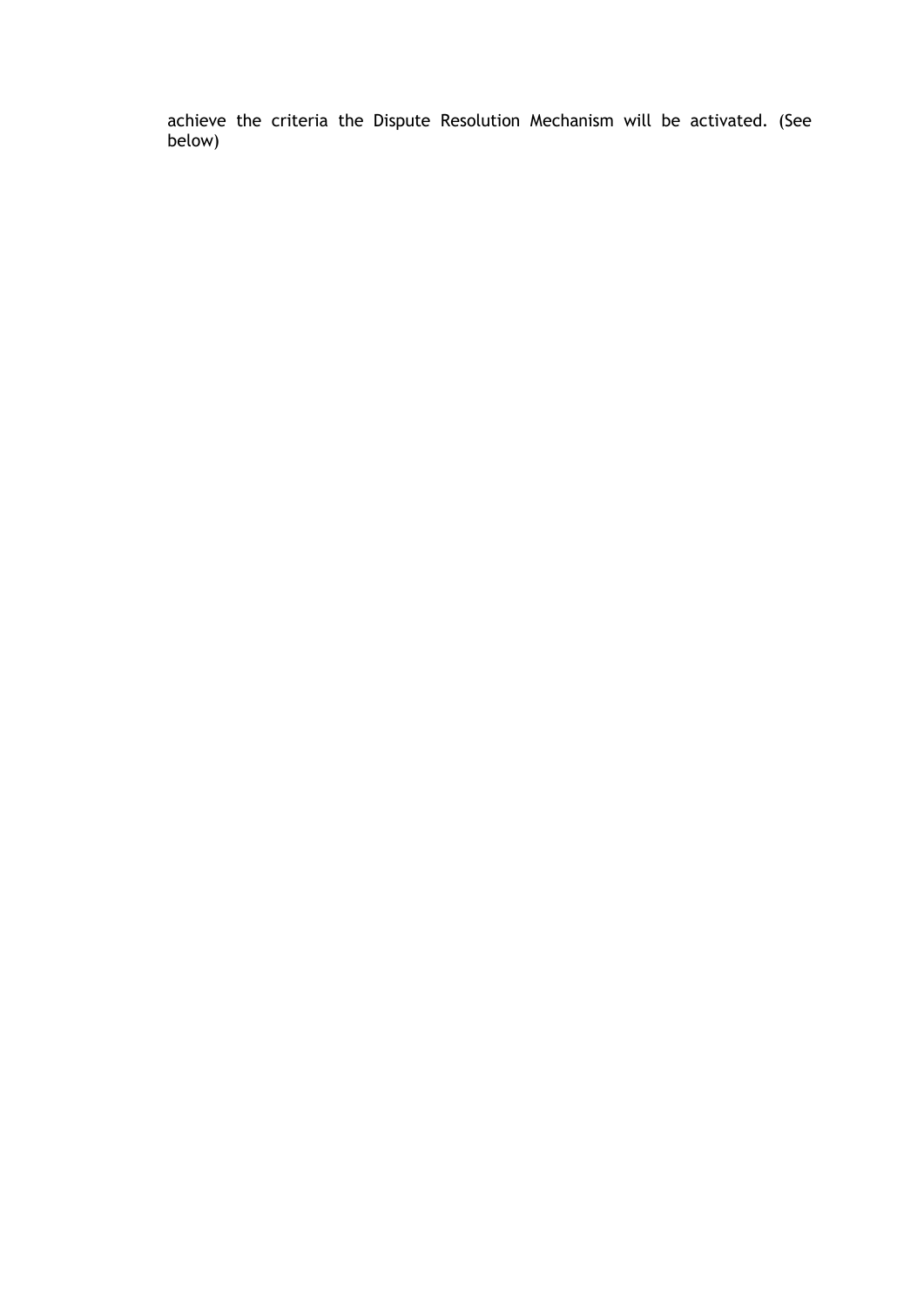achieve the criteria the Dispute Resolution Mechanism will be activated. (See below)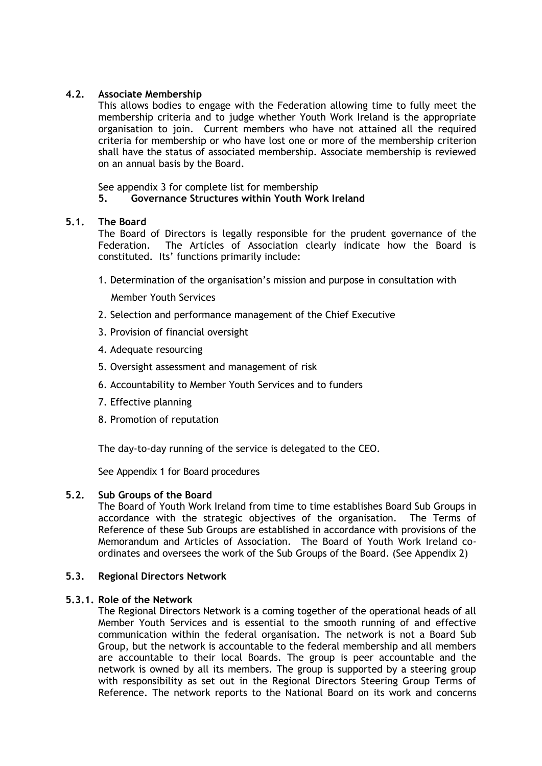### 4.2. Associate Membership

This allows bodies to engage with the Federation allowing time to fully meet the membership criteria and to judge whether Youth Work Ireland is the appropriate organisation to join. Current members who have not attained all the required criteria for membership or who have lost one or more of the membership criterion shall have the status of associated membership. Associate membership is reviewed on an annual basis by the Board.

See appendix 3 for complete list for membership

## 5. Governance Structures within Youth Work Ireland

### 5.1. The Board

The Board of Directors is legally responsible for the prudent governance of the Federation. The Articles of Association clearly indicate how the Board is constituted. Its' functions primarily include:

1. Determination of the organisation's mission and purpose in consultation with Member Youth Services
2. Selection and performance management of the Chief Executive
3. Provision of financial oversight
4. Adequate resourcing
5. Oversight assessment and management of risk
6. Accountability to Member Youth Services and to funders
7. Effective planning
8. Promotion of reputation

The day-to-day running of the service is delegated to the CEO.

See Appendix 1 for Board procedures

### 5.2. Sub Groups of the Board

The Board of Youth Work Ireland from time to time establishes Board Sub Groups in accordance with the strategic objectives of the organisation. The Terms of Reference of these Sub Groups are established in accordance with provisions of the Memorandum and Articles of Association. The Board of Youth Work Ireland co-ordinates and oversees the work of the Sub Groups of the Board. (See Appendix 2)

### 5.3. Regional Directors Network

#### 5.3.1. Role of the Network

The Regional Directors Network is a coming together of the operational heads of all Member Youth Services and is essential to the smooth running of and effective communication within the federal organisation. The network is not a Board Sub Group, but the network is accountable to the federal membership and all members are accountable to their local Boards. The group is peer accountable and the network is owned by all its members. The group is supported by a steering group with responsibility as set out in the Regional Directors Steering Group Terms of Reference. The network reports to the National Board on its work and concerns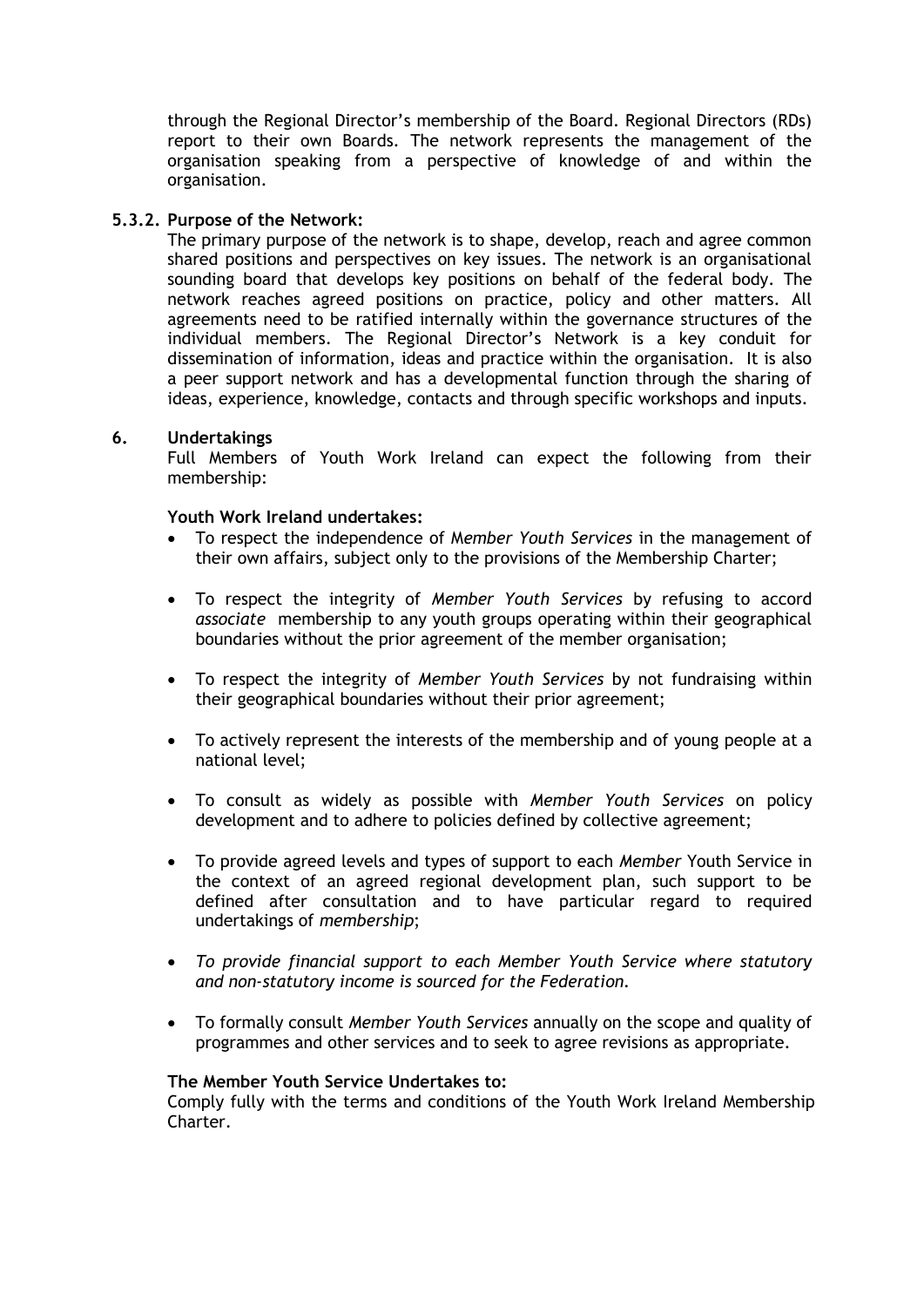through the Regional Director's membership of the Board. Regional Directors (RDs) report to their own Boards. The network represents the management of the organisation speaking from a perspective of knowledge of and within the organisation.

**5.3.2. Purpose of the Network:**

The primary purpose of the network is to shape, develop, reach and agree common shared positions and perspectives on key issues. The network is an organisational sounding board that develops key positions on behalf of the federal body. The network reaches agreed positions on practice, policy and other matters. All agreements need to be ratified internally within the governance structures of the individual members. The Regional Director's Network is a key conduit for dissemination of information, ideas and practice within the organisation. It is also a peer support network and has a developmental function through the sharing of ideas, experience, knowledge, contacts and through specific workshops and inputs.

## 6. Undertakings

Full Members of Youth Work Ireland can expect the following from their membership:

**Youth Work Ireland undertakes:**

- To respect the independence of M*ember Youth Services* in the management of their own affairs, subject only to the provisions of the Membership Charter;
- To respect the integrity of *Member Youth Services* by refusing to accord *associate* membership to any youth groups operating within their geographical boundaries without the prior agreement of the member organisation;
- To respect the integrity of *Member Youth Services* by not fundraising within their geographical boundaries without their prior agreement;
- To actively represent the interests of the membership and of young people at a national level;
- To consult as widely as possible with *Member Youth Services* on policy development and to adhere to policies defined by collective agreement;
- To provide agreed levels and types of support to each *Member* Youth Service in the context of an agreed regional development plan, such support to be defined after consultation and to have particular regard to required undertakings of *membership*;
- *To provide financial support to each Member Youth Service where statutory and non-statutory income is sourced for the Federation.*
- To formally consult *Member Youth Services* annually on the scope and quality of programmes and other services and to seek to agree revisions as appropriate.

**The Member Youth Service Undertakes to:**

Comply fully with the terms and conditions of the Youth Work Ireland Membership Charter.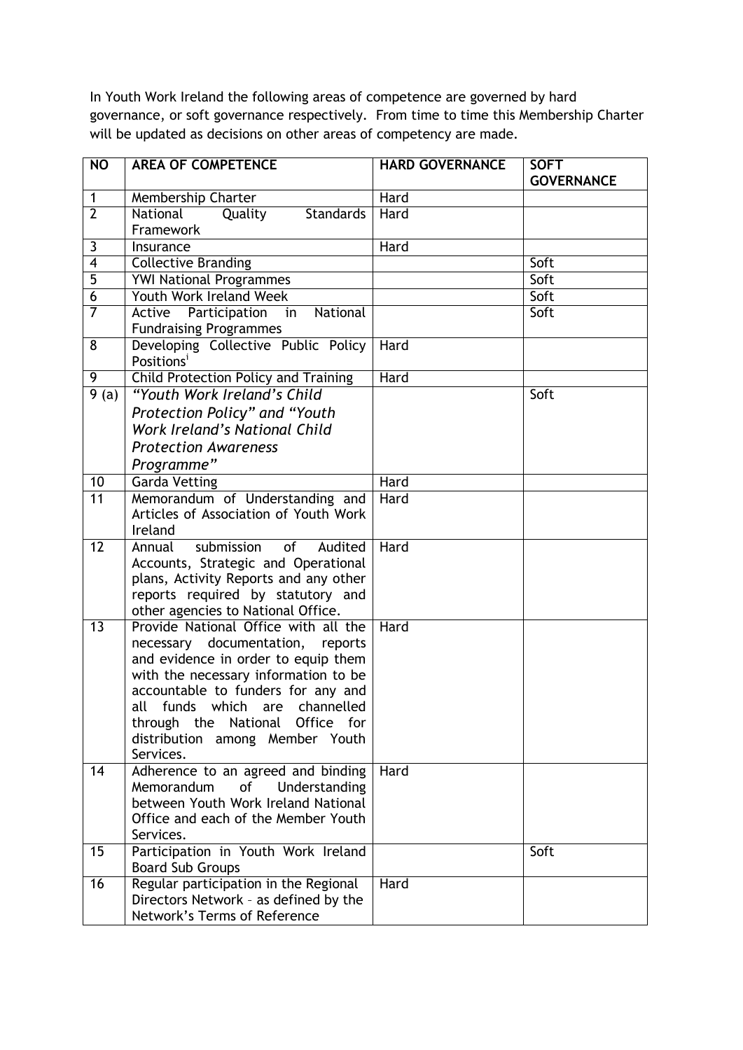In Youth Work Ireland the following areas of competence are governed by hard governance, or soft governance respectively. From time to time this Membership Charter will be updated as decisions on other areas of competency are made.

| NO | AREA OF COMPETENCE | HARD GOVERNANCE | SOFT GOVERNANCE |
|---|---|---|---|
| 1 | Membership Charter | Hard | |
| 2 | National Quality Standards Framework | Hard | |
| 3 | Insurance | Hard | |
| 4 | Collective Branding | | Soft |
| 5 | YWI National Programmes | | Soft |
| 6 | Youth Work Ireland Week | | Soft |
| 7 | Active Participation in National Fundraising Programmes | | Soft |
| 8 | Developing Collective Public Policy Positions[i] | Hard | |
| 9 | Child Protection Policy and Training | Hard | |
| 9 (a) | *"Youth Work Ireland's Child Protection Policy" and "Youth Work Ireland's National Child Protection Awareness Programme"* | | Soft |
| 10 | Garda Vetting | Hard | |
| 11 | Memorandum of Understanding and Articles of Association of Youth Work Ireland | Hard | |
| 12 | Annual submission of Audited Accounts, Strategic and Operational plans, Activity Reports and any other reports required by statutory and other agencies to National Office. | Hard | |
| 13 | Provide National Office with all the necessary documentation, reports and evidence in order to equip them with the necessary information to be accountable to funders for any and all funds which are channelled through the National Office for distribution among Member Youth Services. | Hard | |
| 14 | Adherence to an agreed and binding Memorandum of Understanding between Youth Work Ireland National Office and each of the Member Youth Services. | Hard | |
| 15 | Participation in Youth Work Ireland Board Sub Groups | | Soft |
| 16 | Regular participation in the Regional Directors Network – as defined by the Network's Terms of Reference | Hard | |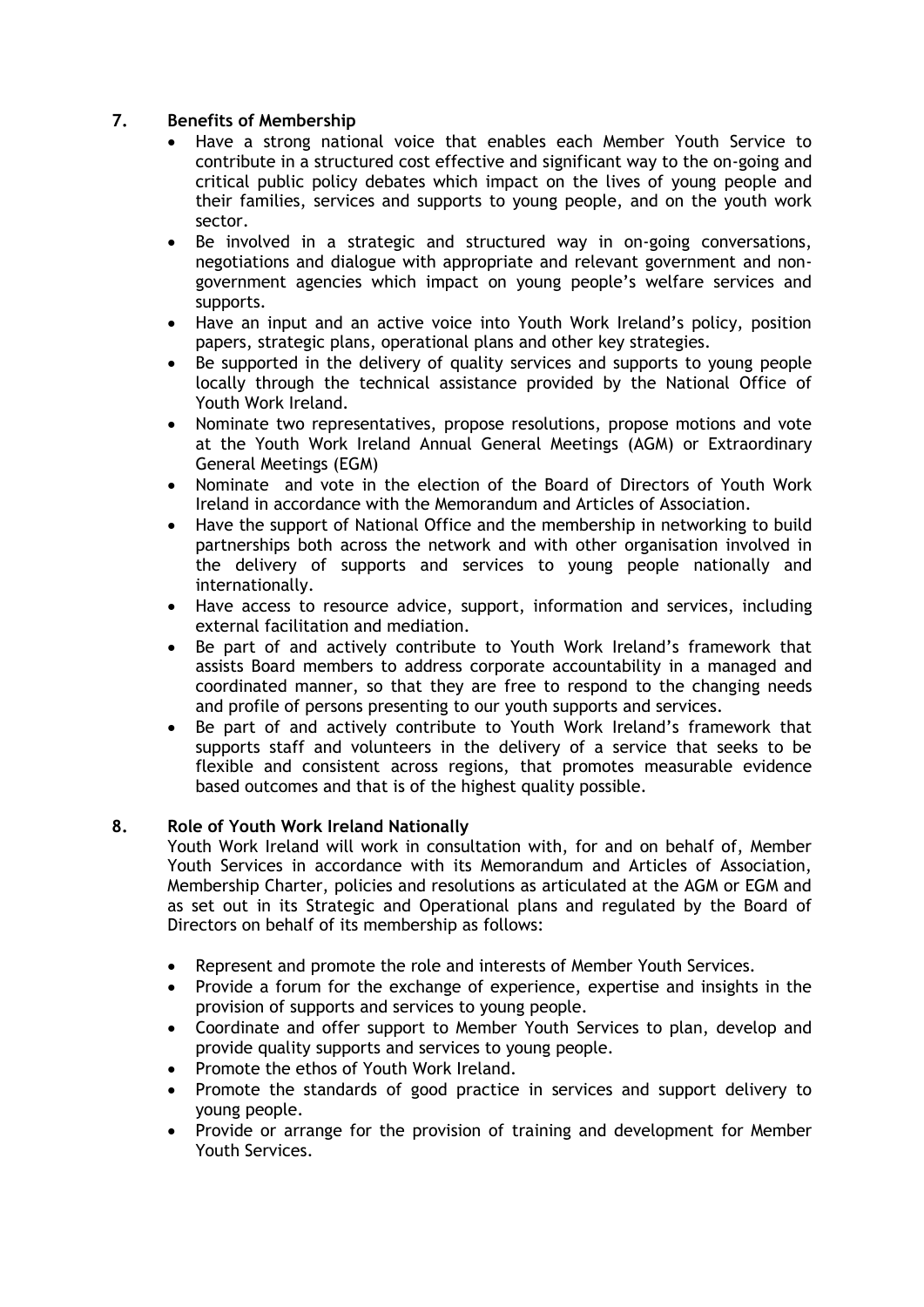## 7. Benefits of Membership

- Have a strong national voice that enables each Member Youth Service to contribute in a structured cost effective and significant way to the on-going and critical public policy debates which impact on the lives of young people and their families, services and supports to young people, and on the youth work sector.
- Be involved in a strategic and structured way in on-going conversations, negotiations and dialogue with appropriate and relevant government and non-government agencies which impact on young people's welfare services and supports.
- Have an input and an active voice into Youth Work Ireland's policy, position papers, strategic plans, operational plans and other key strategies.
- Be supported in the delivery of quality services and supports to young people locally through the technical assistance provided by the National Office of Youth Work Ireland.
- Nominate two representatives, propose resolutions, propose motions and vote at the Youth Work Ireland Annual General Meetings (AGM) or Extraordinary General Meetings (EGM)
- Nominate and vote in the election of the Board of Directors of Youth Work Ireland in accordance with the Memorandum and Articles of Association.
- Have the support of National Office and the membership in networking to build partnerships both across the network and with other organisation involved in the delivery of supports and services to young people nationally and internationally.
- Have access to resource advice, support, information and services, including external facilitation and mediation.
- Be part of and actively contribute to Youth Work Ireland's framework that assists Board members to address corporate accountability in a managed and coordinated manner, so that they are free to respond to the changing needs and profile of persons presenting to our youth supports and services.
- Be part of and actively contribute to Youth Work Ireland's framework that supports staff and volunteers in the delivery of a service that seeks to be flexible and consistent across regions, that promotes measurable evidence based outcomes and that is of the highest quality possible.

## 8. Role of Youth Work Ireland Nationally

Youth Work Ireland will work in consultation with, for and on behalf of, Member Youth Services in accordance with its Memorandum and Articles of Association, Membership Charter, policies and resolutions as articulated at the AGM or EGM and as set out in its Strategic and Operational plans and regulated by the Board of Directors on behalf of its membership as follows:

- Represent and promote the role and interests of Member Youth Services.
- Provide a forum for the exchange of experience, expertise and insights in the provision of supports and services to young people.
- Coordinate and offer support to Member Youth Services to plan, develop and provide quality supports and services to young people.
- Promote the ethos of Youth Work Ireland.
- Promote the standards of good practice in services and support delivery to young people.
- Provide or arrange for the provision of training and development for Member Youth Services.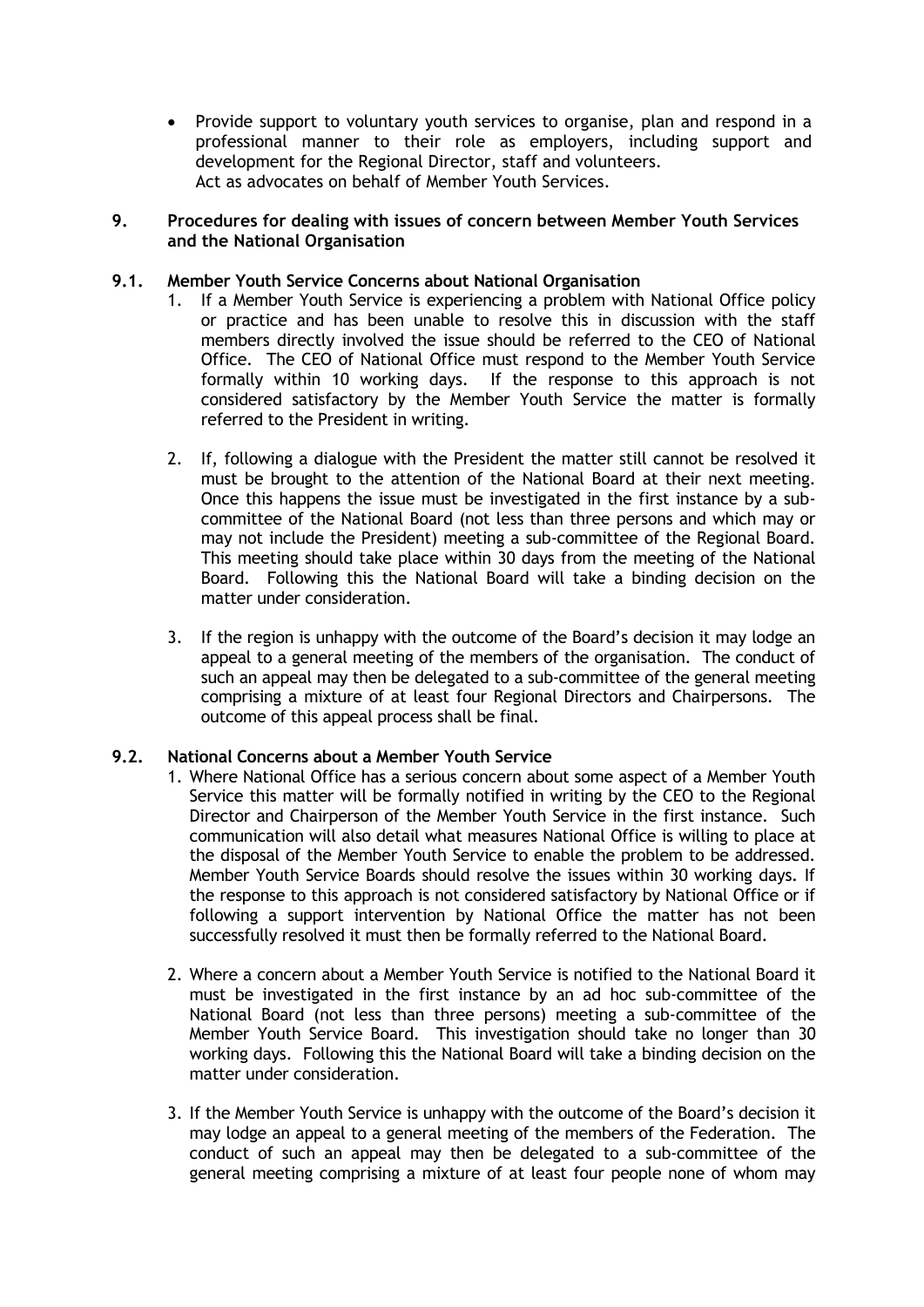- Provide support to voluntary youth services to organise, plan and respond in a professional manner to their role as employers, including support and development for the Regional Director, staff and volunteers.
  Act as advocates on behalf of Member Youth Services.

## 9. Procedures for dealing with issues of concern between Member Youth Services and the National Organisation

### 9.1. Member Youth Service Concerns about National Organisation

1. If a Member Youth Service is experiencing a problem with National Office policy or practice and has been unable to resolve this in discussion with the staff members directly involved the issue should be referred to the CEO of National Office. The CEO of National Office must respond to the Member Youth Service formally within 10 working days. If the response to this approach is not considered satisfactory by the Member Youth Service the matter is formally referred to the President in writing.

2. If, following a dialogue with the President the matter still cannot be resolved it must be brought to the attention of the National Board at their next meeting. Once this happens the issue must be investigated in the first instance by a sub-committee of the National Board (not less than three persons and which may or may not include the President) meeting a sub-committee of the Regional Board. This meeting should take place within 30 days from the meeting of the National Board. Following this the National Board will take a binding decision on the matter under consideration.

3. If the region is unhappy with the outcome of the Board's decision it may lodge an appeal to a general meeting of the members of the organisation. The conduct of such an appeal may then be delegated to a sub-committee of the general meeting comprising a mixture of at least four Regional Directors and Chairpersons. The outcome of this appeal process shall be final.

### 9.2. National Concerns about a Member Youth Service

1. Where National Office has a serious concern about some aspect of a Member Youth Service this matter will be formally notified in writing by the CEO to the Regional Director and Chairperson of the Member Youth Service in the first instance. Such communication will also detail what measures National Office is willing to place at the disposal of the Member Youth Service to enable the problem to be addressed. Member Youth Service Boards should resolve the issues within 30 working days. If the response to this approach is not considered satisfactory by National Office or if following a support intervention by National Office the matter has not been successfully resolved it must then be formally referred to the National Board.

2. Where a concern about a Member Youth Service is notified to the National Board it must be investigated in the first instance by an ad hoc sub-committee of the National Board (not less than three persons) meeting a sub-committee of the Member Youth Service Board. This investigation should take no longer than 30 working days. Following this the National Board will take a binding decision on the matter under consideration.

3. If the Member Youth Service is unhappy with the outcome of the Board's decision it may lodge an appeal to a general meeting of the members of the Federation. The conduct of such an appeal may then be delegated to a sub-committee of the general meeting comprising a mixture of at least four people none of whom may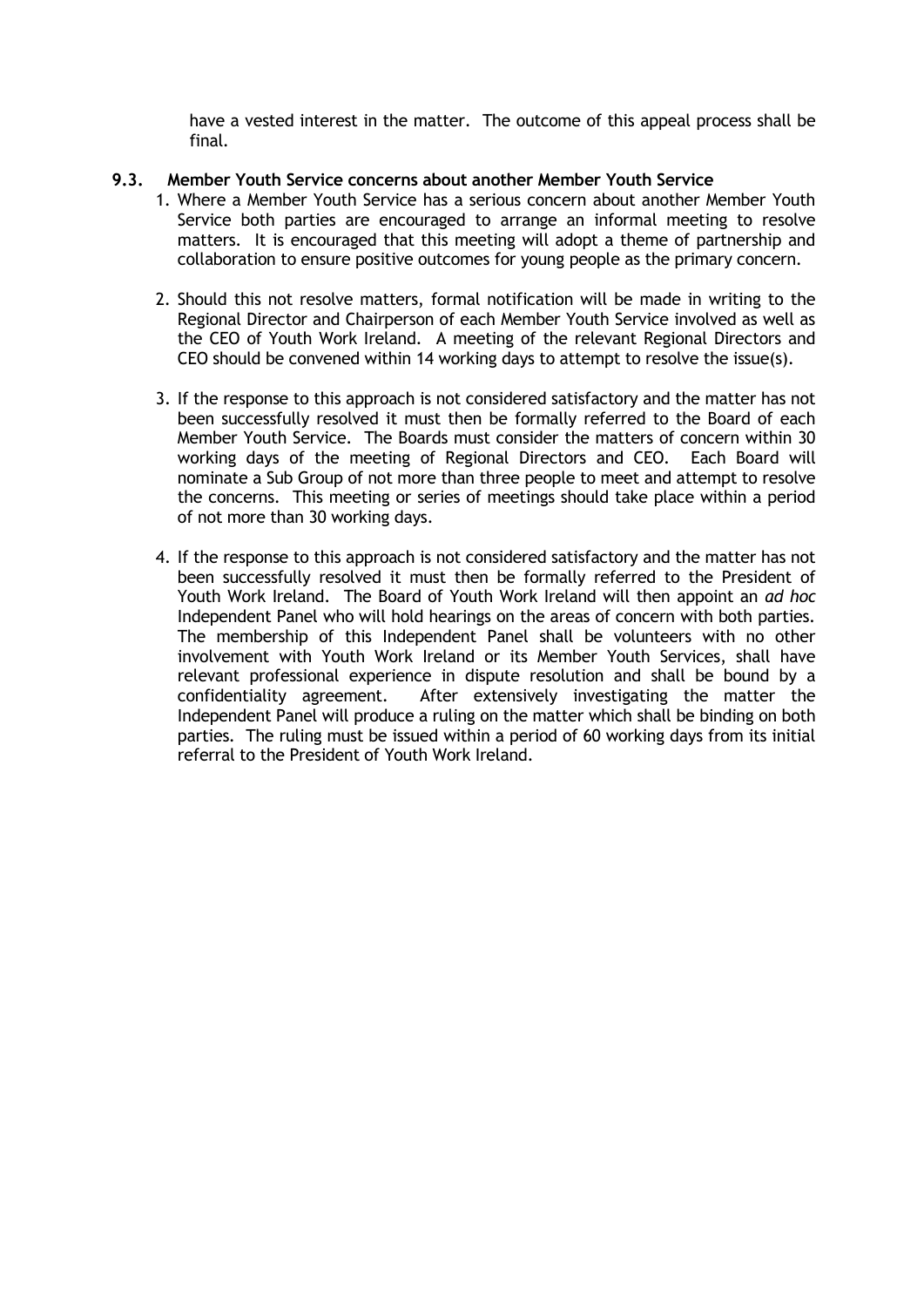have a vested interest in the matter. The outcome of this appeal process shall be final.

### 9.3. Member Youth Service concerns about another Member Youth Service

1. Where a Member Youth Service has a serious concern about another Member Youth Service both parties are encouraged to arrange an informal meeting to resolve matters. It is encouraged that this meeting will adopt a theme of partnership and collaboration to ensure positive outcomes for young people as the primary concern.

2. Should this not resolve matters, formal notification will be made in writing to the Regional Director and Chairperson of each Member Youth Service involved as well as the CEO of Youth Work Ireland. A meeting of the relevant Regional Directors and CEO should be convened within 14 working days to attempt to resolve the issue(s).

3. If the response to this approach is not considered satisfactory and the matter has not been successfully resolved it must then be formally referred to the Board of each Member Youth Service. The Boards must consider the matters of concern within 30 working days of the meeting of Regional Directors and CEO. Each Board will nominate a Sub Group of not more than three people to meet and attempt to resolve the concerns. This meeting or series of meetings should take place within a period of not more than 30 working days.

4. If the response to this approach is not considered satisfactory and the matter has not been successfully resolved it must then be formally referred to the President of Youth Work Ireland. The Board of Youth Work Ireland will then appoint an *ad hoc* Independent Panel who will hold hearings on the areas of concern with both parties. The membership of this Independent Panel shall be volunteers with no other involvement with Youth Work Ireland or its Member Youth Services, shall have relevant professional experience in dispute resolution and shall be bound by a confidentiality agreement. After extensively investigating the matter the Independent Panel will produce a ruling on the matter which shall be binding on both parties. The ruling must be issued within a period of 60 working days from its initial referral to the President of Youth Work Ireland.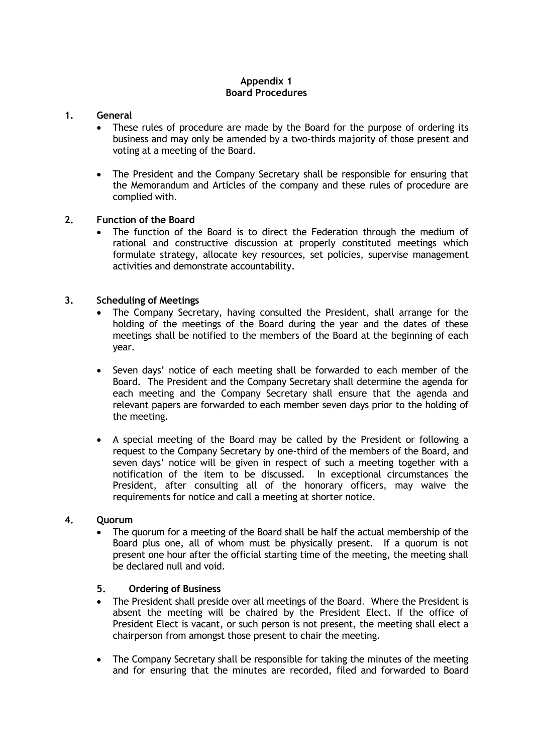## Appendix 1
## Board Procedures

### 1. General

- These rules of procedure are made by the Board for the purpose of ordering its business and may only be amended by a two-thirds majority of those present and voting at a meeting of the Board.

- The President and the Company Secretary shall be responsible for ensuring that the Memorandum and Articles of the company and these rules of procedure are complied with.

### 2. Function of the Board

- The function of the Board is to direct the Federation through the medium of rational and constructive discussion at properly constituted meetings which formulate strategy, allocate key resources, set policies, supervise management activities and demonstrate accountability.

### 3. Scheduling of Meetings

- The Company Secretary, having consulted the President, shall arrange for the holding of the meetings of the Board during the year and the dates of these meetings shall be notified to the members of the Board at the beginning of each year.

- Seven days' notice of each meeting shall be forwarded to each member of the Board. The President and the Company Secretary shall determine the agenda for each meeting and the Company Secretary shall ensure that the agenda and relevant papers are forwarded to each member seven days prior to the holding of the meeting.

- A special meeting of the Board may be called by the President or following a request to the Company Secretary by one-third of the members of the Board, and seven days' notice will be given in respect of such a meeting together with a notification of the item to be discussed. In exceptional circumstances the President, after consulting all of the honorary officers, may waive the requirements for notice and call a meeting at shorter notice.

### 4. Quorum

- The quorum for a meeting of the Board shall be half the actual membership of the Board plus one, all of whom must be physically present. If a quorum is not present one hour after the official starting time of the meeting, the meeting shall be declared null and void.

### 5. Ordering of Business

- The President shall preside over all meetings of the Board. Where the President is absent the meeting will be chaired by the President Elect. If the office of President Elect is vacant, or such person is not present, the meeting shall elect a chairperson from amongst those present to chair the meeting.

- The Company Secretary shall be responsible for taking the minutes of the meeting and for ensuring that the minutes are recorded, filed and forwarded to Board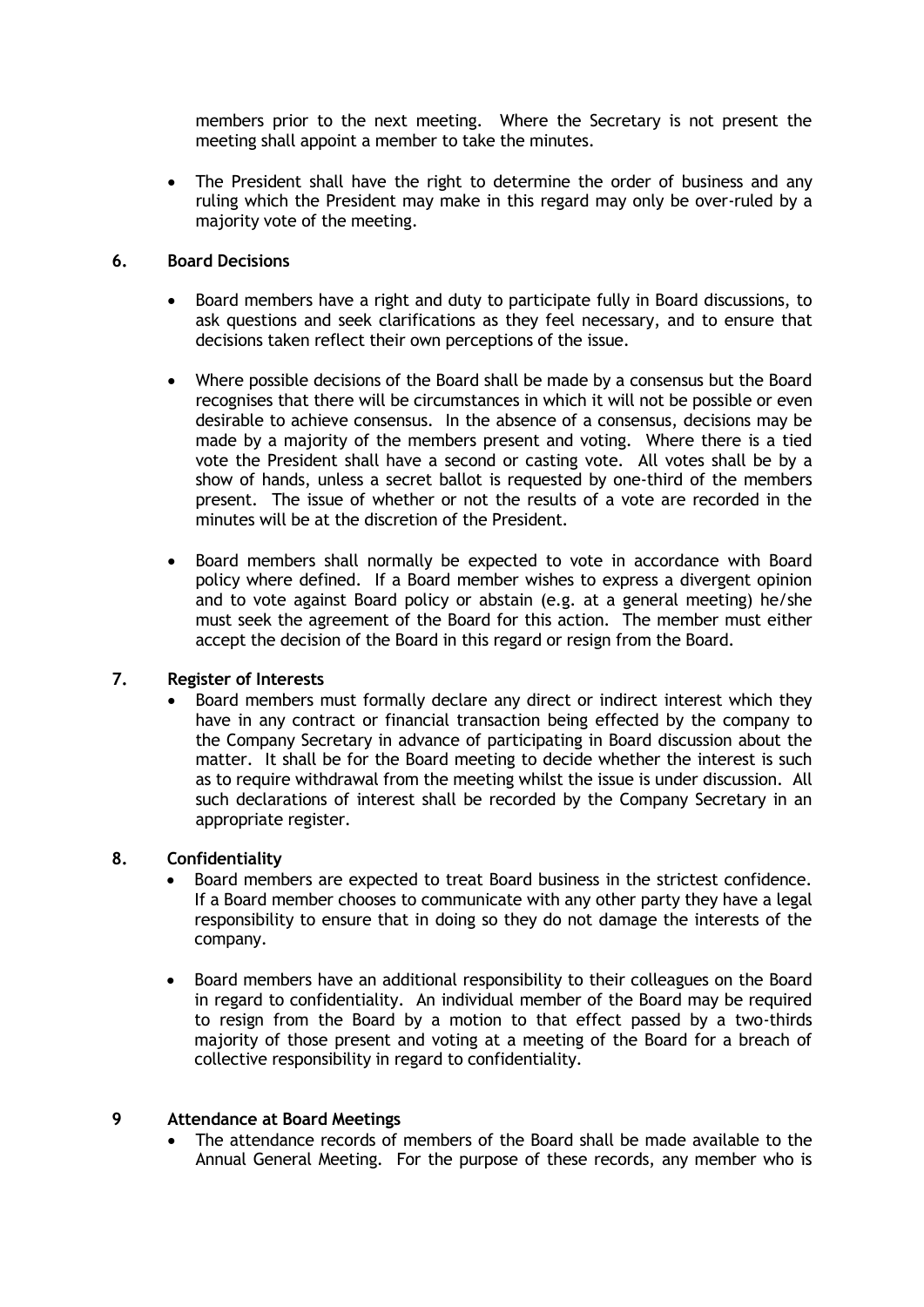members prior to the next meeting. Where the Secretary is not present the meeting shall appoint a member to take the minutes.

- The President shall have the right to determine the order of business and any ruling which the President may make in this regard may only be over-ruled by a majority vote of the meeting.

## 6. Board Decisions

- Board members have a right and duty to participate fully in Board discussions, to ask questions and seek clarifications as they feel necessary, and to ensure that decisions taken reflect their own perceptions of the issue.

- Where possible decisions of the Board shall be made by a consensus but the Board recognises that there will be circumstances in which it will not be possible or even desirable to achieve consensus. In the absence of a consensus, decisions may be made by a majority of the members present and voting. Where there is a tied vote the President shall have a second or casting vote. All votes shall be by a show of hands, unless a secret ballot is requested by one-third of the members present. The issue of whether or not the results of a vote are recorded in the minutes will be at the discretion of the President.

- Board members shall normally be expected to vote in accordance with Board policy where defined. If a Board member wishes to express a divergent opinion and to vote against Board policy or abstain (e.g. at a general meeting) he/she must seek the agreement of the Board for this action. The member must either accept the decision of the Board in this regard or resign from the Board.

## 7. Register of Interests

- Board members must formally declare any direct or indirect interest which they have in any contract or financial transaction being effected by the company to the Company Secretary in advance of participating in Board discussion about the matter. It shall be for the Board meeting to decide whether the interest is such as to require withdrawal from the meeting whilst the issue is under discussion. All such declarations of interest shall be recorded by the Company Secretary in an appropriate register.

## 8. Confidentiality

- Board members are expected to treat Board business in the strictest confidence. If a Board member chooses to communicate with any other party they have a legal responsibility to ensure that in doing so they do not damage the interests of the company.

- Board members have an additional responsibility to their colleagues on the Board in regard to confidentiality. An individual member of the Board may be required to resign from the Board by a motion to that effect passed by a two-thirds majority of those present and voting at a meeting of the Board for a breach of collective responsibility in regard to confidentiality.

## 9 Attendance at Board Meetings

- The attendance records of members of the Board shall be made available to the Annual General Meeting. For the purpose of these records, any member who is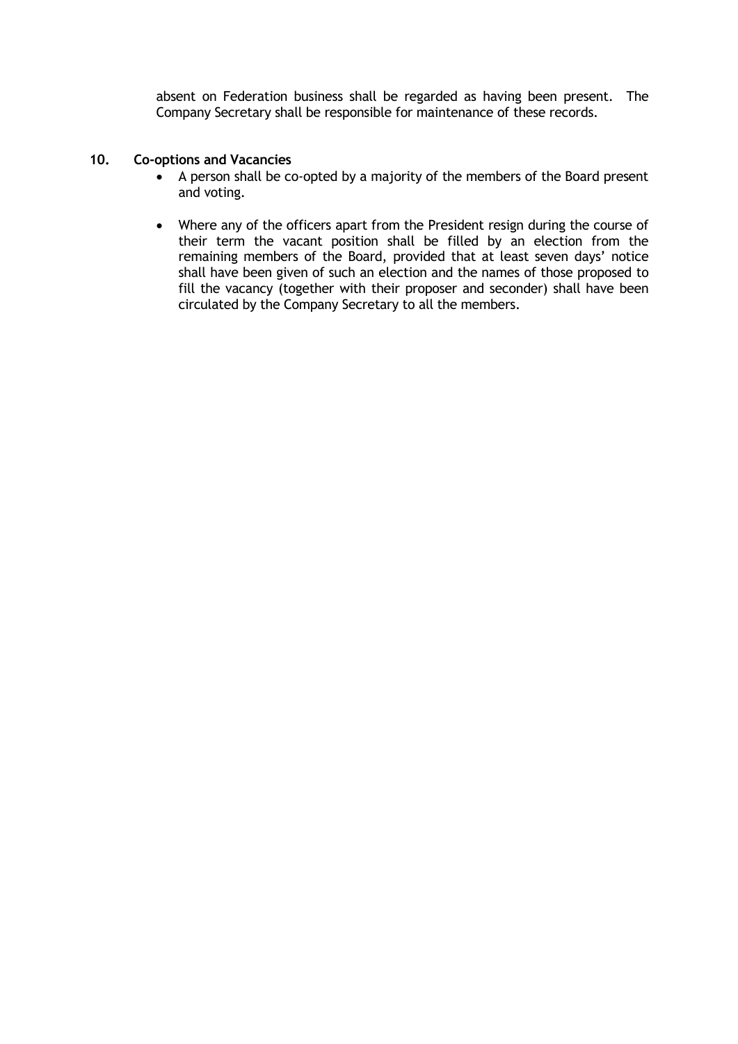absent on Federation business shall be regarded as having been present. The Company Secretary shall be responsible for maintenance of these records.

**10. Co-options and Vacancies**

- A person shall be co-opted by a majority of the members of the Board present and voting.

- Where any of the officers apart from the President resign during the course of their term the vacant position shall be filled by an election from the remaining members of the Board, provided that at least seven days' notice shall have been given of such an election and the names of those proposed to fill the vacancy (together with their proposer and seconder) shall have been circulated by the Company Secretary to all the members.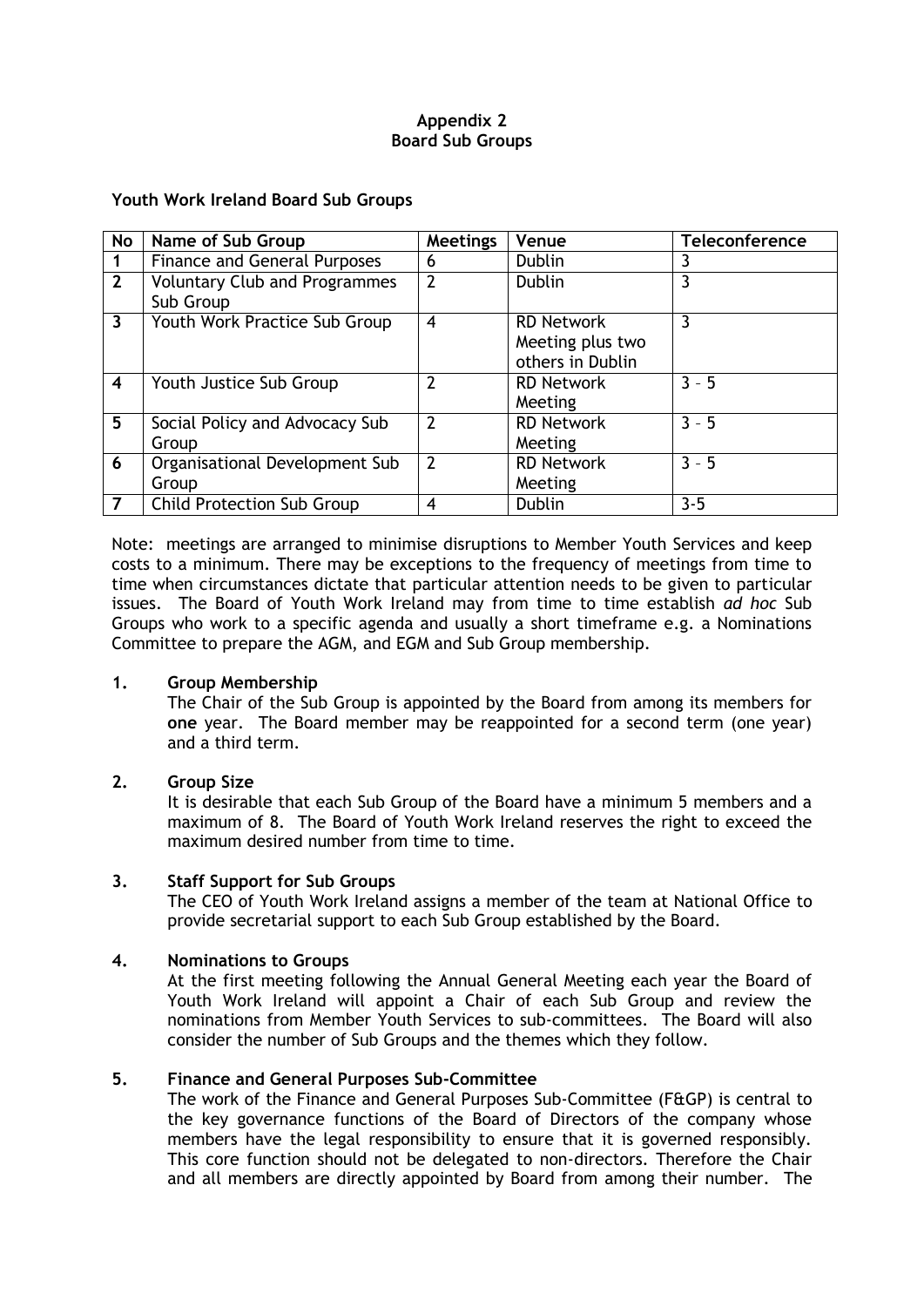**Appendix 2**
**Board Sub Groups**

**Youth Work Ireland Board Sub Groups**

| No | Name of Sub Group | Meetings | Venue | Teleconference |
|---|---|---|---|---|
| 1 | Finance and General Purposes | 6 | Dublin | 3 |
| 2 | Voluntary Club and Programmes Sub Group | 2 | Dublin | 3 |
| 3 | Youth Work Practice Sub Group | 4 | RD Network Meeting plus two others in Dublin | 3 |
| 4 | Youth Justice Sub Group | 2 | RD Network Meeting | 3 – 5 |
| 5 | Social Policy and Advocacy Sub Group | 2 | RD Network Meeting | 3 – 5 |
| 6 | Organisational Development Sub Group | 2 | RD Network Meeting | 3 – 5 |
| 7 | Child Protection Sub Group | 4 | Dublin | 3-5 |

Note: meetings are arranged to minimise disruptions to Member Youth Services and keep costs to a minimum. There may be exceptions to the frequency of meetings from time to time when circumstances dictate that particular attention needs to be given to particular issues. The Board of Youth Work Ireland may from time to time establish *ad hoc* Sub Groups who work to a specific agenda and usually a short timeframe e.g. a Nominations Committee to prepare the AGM, and EGM and Sub Group membership.

**1. Group Membership**

The Chair of the Sub Group is appointed by the Board from among its members for **one** year. The Board member may be reappointed for a second term (one year) and a third term.

**2. Group Size**

It is desirable that each Sub Group of the Board have a minimum 5 members and a maximum of 8. The Board of Youth Work Ireland reserves the right to exceed the maximum desired number from time to time.

**3. Staff Support for Sub Groups**

The CEO of Youth Work Ireland assigns a member of the team at National Office to provide secretarial support to each Sub Group established by the Board.

**4. Nominations to Groups**

At the first meeting following the Annual General Meeting each year the Board of Youth Work Ireland will appoint a Chair of each Sub Group and review the nominations from Member Youth Services to sub-committees. The Board will also consider the number of Sub Groups and the themes which they follow.

**5. Finance and General Purposes Sub-Committee**

The work of the Finance and General Purposes Sub-Committee (F&GP) is central to the key governance functions of the Board of Directors of the company whose members have the legal responsibility to ensure that it is governed responsibly. This core function should not be delegated to non-directors. Therefore the Chair and all members are directly appointed by Board from among their number. The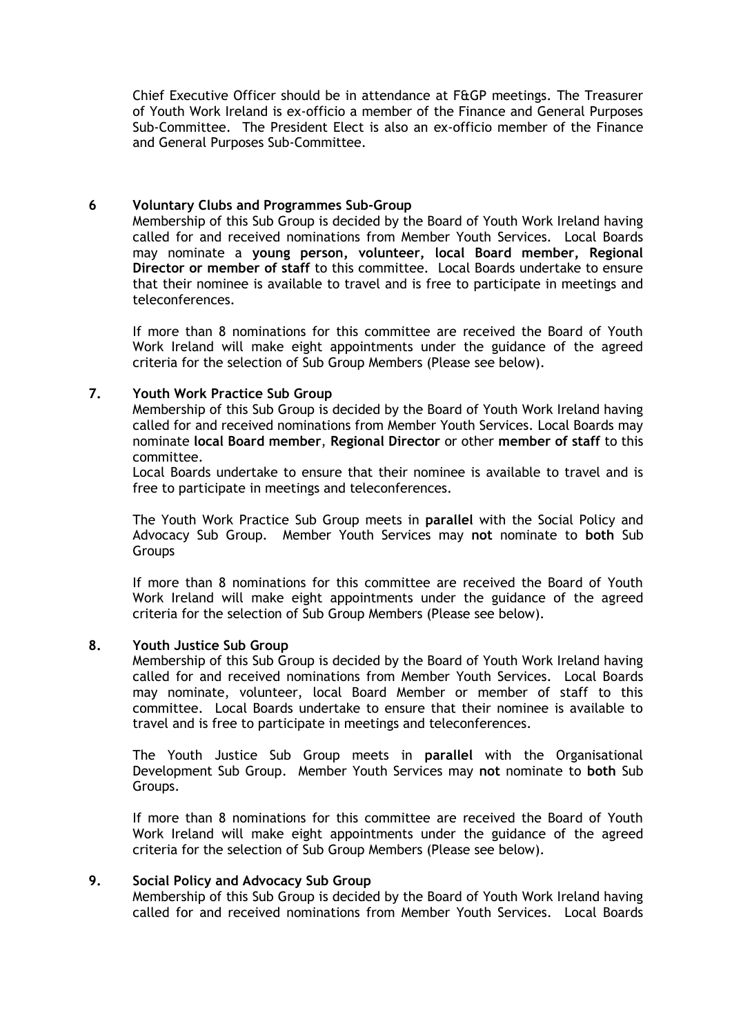Chief Executive Officer should be in attendance at F&GP meetings. The Treasurer of Youth Work Ireland is ex-officio a member of the Finance and General Purposes Sub-Committee. The President Elect is also an ex-officio member of the Finance and General Purposes Sub-Committee.

### 6 Voluntary Clubs and Programmes Sub-Group

Membership of this Sub Group is decided by the Board of Youth Work Ireland having called for and received nominations from Member Youth Services. Local Boards may nominate a **young person, volunteer, local Board member, Regional Director or member of staff** to this committee. Local Boards undertake to ensure that their nominee is available to travel and is free to participate in meetings and teleconferences.

If more than 8 nominations for this committee are received the Board of Youth Work Ireland will make eight appointments under the guidance of the agreed criteria for the selection of Sub Group Members (Please see below).

### 7. Youth Work Practice Sub Group

Membership of this Sub Group is decided by the Board of Youth Work Ireland having called for and received nominations from Member Youth Services. Local Boards may nominate **local Board member**, **Regional Director** or other **member of staff** to this committee.

Local Boards undertake to ensure that their nominee is available to travel and is free to participate in meetings and teleconferences.

The Youth Work Practice Sub Group meets in **parallel** with the Social Policy and Advocacy Sub Group. Member Youth Services may **not** nominate to **both** Sub Groups

If more than 8 nominations for this committee are received the Board of Youth Work Ireland will make eight appointments under the guidance of the agreed criteria for the selection of Sub Group Members (Please see below).

### 8. Youth Justice Sub Group

Membership of this Sub Group is decided by the Board of Youth Work Ireland having called for and received nominations from Member Youth Services. Local Boards may nominate, volunteer, local Board Member or member of staff to this committee. Local Boards undertake to ensure that their nominee is available to travel and is free to participate in meetings and teleconferences.

The Youth Justice Sub Group meets in **parallel** with the Organisational Development Sub Group. Member Youth Services may **not** nominate to **both** Sub Groups.

If more than 8 nominations for this committee are received the Board of Youth Work Ireland will make eight appointments under the guidance of the agreed criteria for the selection of Sub Group Members (Please see below).

### 9. Social Policy and Advocacy Sub Group

Membership of this Sub Group is decided by the Board of Youth Work Ireland having called for and received nominations from Member Youth Services. Local Boards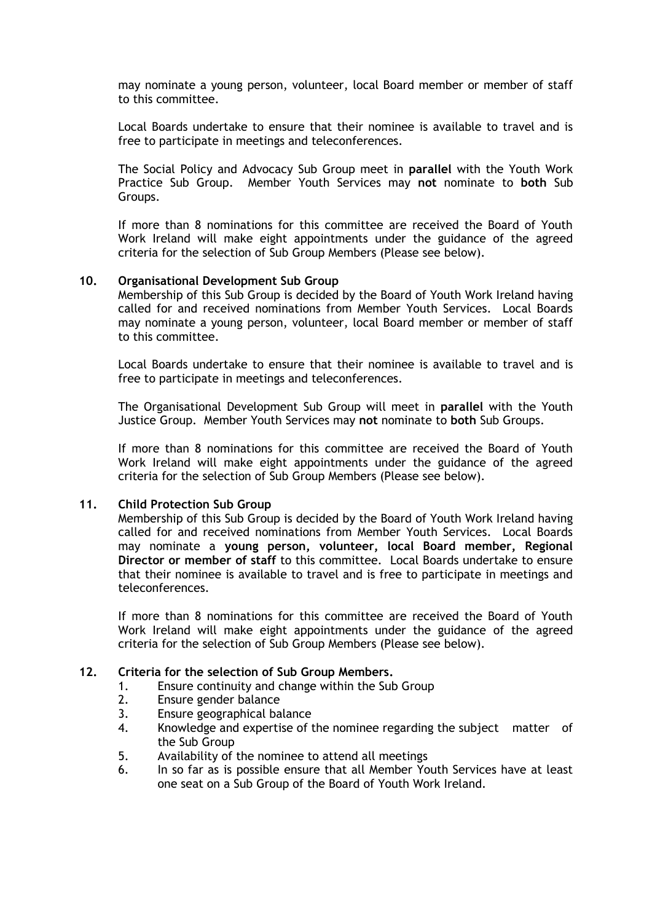may nominate a young person, volunteer, local Board member or member of staff to this committee.

Local Boards undertake to ensure that their nominee is available to travel and is free to participate in meetings and teleconferences.

The Social Policy and Advocacy Sub Group meet in **parallel** with the Youth Work Practice Sub Group. Member Youth Services may **not** nominate to **both** Sub Groups.

If more than 8 nominations for this committee are received the Board of Youth Work Ireland will make eight appointments under the guidance of the agreed criteria for the selection of Sub Group Members (Please see below).

**10. Organisational Development Sub Group**

Membership of this Sub Group is decided by the Board of Youth Work Ireland having called for and received nominations from Member Youth Services. Local Boards may nominate a young person, volunteer, local Board member or member of staff to this committee.

Local Boards undertake to ensure that their nominee is available to travel and is free to participate in meetings and teleconferences.

The Organisational Development Sub Group will meet in **parallel** with the Youth Justice Group. Member Youth Services may **not** nominate to **both** Sub Groups.

If more than 8 nominations for this committee are received the Board of Youth Work Ireland will make eight appointments under the guidance of the agreed criteria for the selection of Sub Group Members (Please see below).

**11. Child Protection Sub Group**

Membership of this Sub Group is decided by the Board of Youth Work Ireland having called for and received nominations from Member Youth Services. Local Boards may nominate a **young person, volunteer, local Board member, Regional Director or member of staff** to this committee. Local Boards undertake to ensure that their nominee is available to travel and is free to participate in meetings and teleconferences.

If more than 8 nominations for this committee are received the Board of Youth Work Ireland will make eight appointments under the guidance of the agreed criteria for the selection of Sub Group Members (Please see below).

**12. Criteria for the selection of Sub Group Members.**

1. Ensure continuity and change within the Sub Group
2. Ensure gender balance
3. Ensure geographical balance
4. Knowledge and expertise of the nominee regarding the subject matter of the Sub Group
5. Availability of the nominee to attend all meetings
6. In so far as is possible ensure that all Member Youth Services have at least one seat on a Sub Group of the Board of Youth Work Ireland.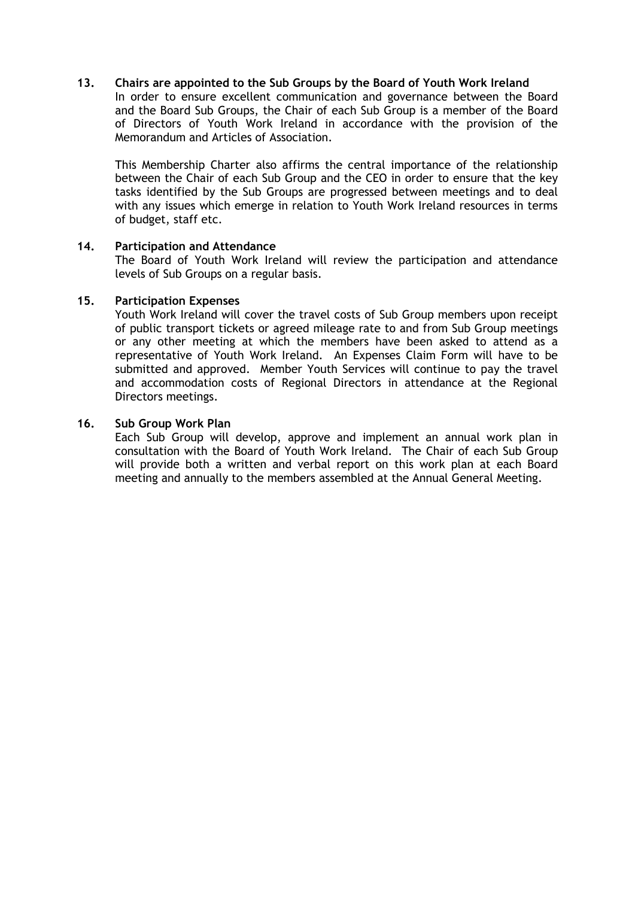**13. Chairs are appointed to the Sub Groups by the Board of Youth Work Ireland**

In order to ensure excellent communication and governance between the Board and the Board Sub Groups, the Chair of each Sub Group is a member of the Board of Directors of Youth Work Ireland in accordance with the provision of the Memorandum and Articles of Association.

This Membership Charter also affirms the central importance of the relationship between the Chair of each Sub Group and the CEO in order to ensure that the key tasks identified by the Sub Groups are progressed between meetings and to deal with any issues which emerge in relation to Youth Work Ireland resources in terms of budget, staff etc.

**14. Participation and Attendance**

The Board of Youth Work Ireland will review the participation and attendance levels of Sub Groups on a regular basis.

**15. Participation Expenses**

Youth Work Ireland will cover the travel costs of Sub Group members upon receipt of public transport tickets or agreed mileage rate to and from Sub Group meetings or any other meeting at which the members have been asked to attend as a representative of Youth Work Ireland. An Expenses Claim Form will have to be submitted and approved. Member Youth Services will continue to pay the travel and accommodation costs of Regional Directors in attendance at the Regional Directors meetings.

**16. Sub Group Work Plan**

Each Sub Group will develop, approve and implement an annual work plan in consultation with the Board of Youth Work Ireland. The Chair of each Sub Group will provide both a written and verbal report on this work plan at each Board meeting and annually to the members assembled at the Annual General Meeting.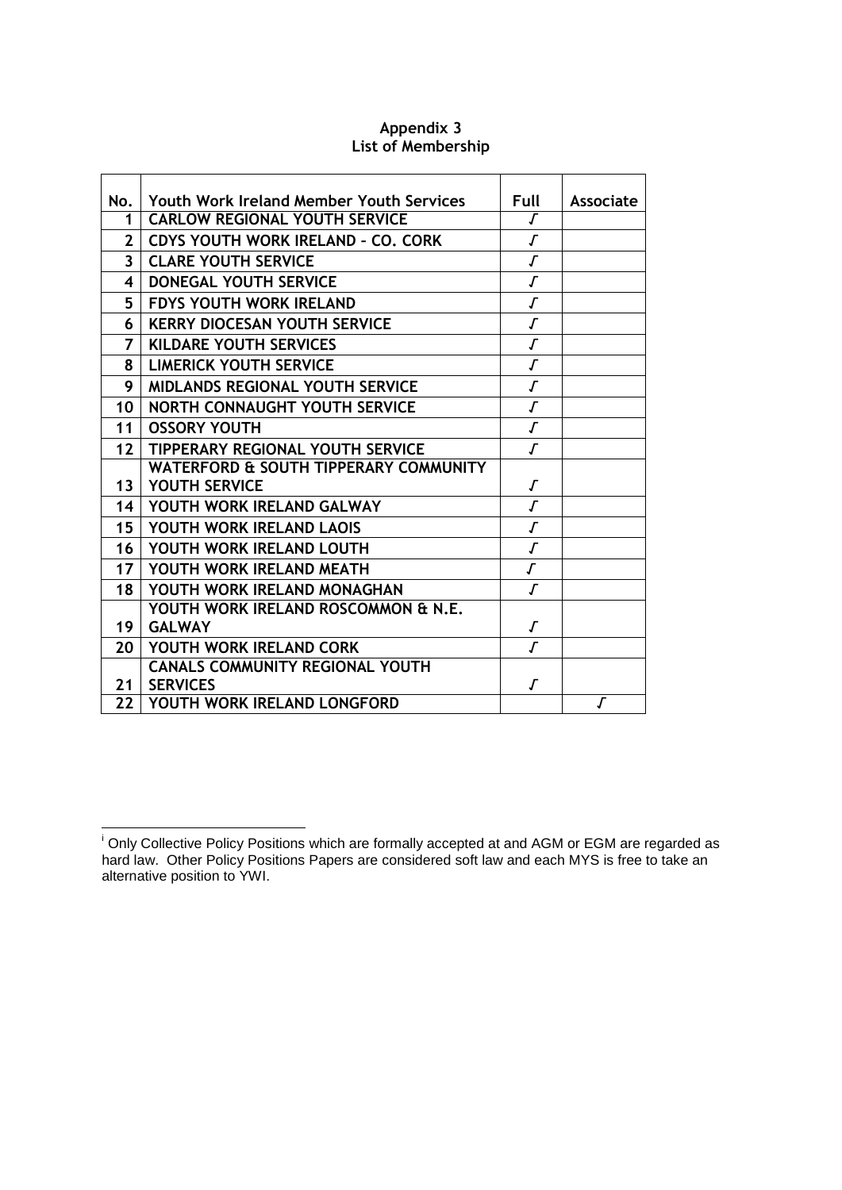**Appendix 3**
**List of Membership**

| No. | Youth Work Ireland Member Youth Services | Full | Associate |
|---|---|---|---|
| 1 | CARLOW REGIONAL YOUTH SERVICE | √ | |
| 2 | CDYS YOUTH WORK IRELAND – CO. CORK | √ | |
| 3 | CLARE YOUTH SERVICE | √ | |
| 4 | DONEGAL YOUTH SERVICE | √ | |
| 5 | FDYS YOUTH WORK IRELAND | √ | |
| 6 | KERRY DIOCESAN YOUTH SERVICE | √ | |
| 7 | KILDARE YOUTH SERVICES | √ | |
| 8 | LIMERICK YOUTH SERVICE | √ | |
| 9 | MIDLANDS REGIONAL YOUTH SERVICE | √ | |
| 10 | NORTH CONNAUGHT YOUTH SERVICE | √ | |
| 11 | OSSORY YOUTH | √ | |
| 12 | TIPPERARY REGIONAL YOUTH SERVICE | √ | |
| 13 | WATERFORD & SOUTH TIPPERARY COMMUNITY YOUTH SERVICE | √ | |
| 14 | YOUTH WORK IRELAND GALWAY | √ | |
| 15 | YOUTH WORK IRELAND LAOIS | √ | |
| 16 | YOUTH WORK IRELAND LOUTH | √ | |
| 17 | YOUTH WORK IRELAND MEATH | √ | |
| 18 | YOUTH WORK IRELAND MONAGHAN | √ | |
| 19 | YOUTH WORK IRELAND ROSCOMMON & N.E. GALWAY | √ | |
| 20 | YOUTH WORK IRELAND CORK | √ | |
| 21 | CANALS COMMUNITY REGIONAL YOUTH SERVICES | √ | |
| 22 | YOUTH WORK IRELAND LONGFORD | | √ |

---

[i] Only Collective Policy Positions which are formally accepted at and AGM or EGM are regarded as hard law. Other Policy Positions Papers are considered soft law and each MYS is free to take an alternative position to YWI.